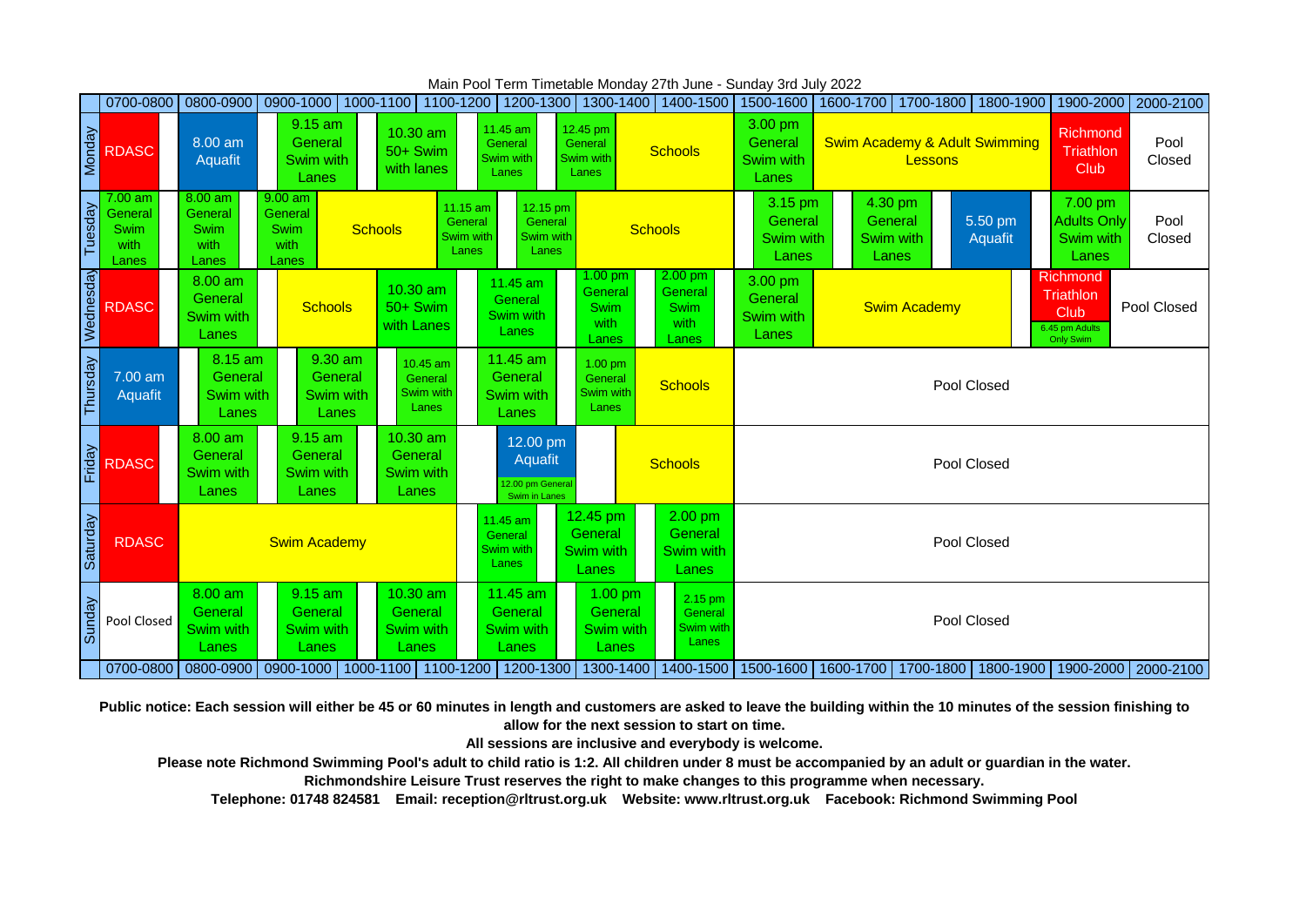Main Pool Term Timetable Monday 27th June - Sunday 3rd July 2022

| | 0700-0800 | 0800-0900 | 0900-1000 | 1000-1100 | 1100-1200 | 1200-1300 | 1300-1400 | 1400-1500 | 1500-1600 | 1600-1700 | 1700-1800 | 1800-1900 | 1900-2000 | 2000-2100 |
|---|---|---|---|---|---|---|---|---|---|---|---|---|---|---|
| Monday | RDASC | 8.00 am Aquafit | 9.15 am General Swim with Lanes | 10.30 am 50+ Swim with lanes | 11.45 am General Swim with Lanes | 12.45 pm General Swim with Lanes | | Schools | 3.00 pm General Swim with Lanes | Swim Academy & Adult Swimming Lessons | | | Richmond Triathlon Club | Pool Closed |
| Tuesday | 7.00 am General Swim with Lanes | 8.00 am General Swim with Lanes | 9.00 am General Swim with Lanes | Schools | 11.15 am General Swim with Lanes | 12.15 pm General Swim with Lanes | Schools | | 3.15 pm General Swim with Lanes | 4.30 pm General Swim with Lanes | | 5.50 pm Aquafit | 7.00 pm Adults Only Swim with Lanes | Pool Closed |
| Wednesday | RDASC | 8.00 am General Swim with Lanes | Schools | 10.30 am 50+ Swim with Lanes | 11.45 am General Swim with Lanes | | 1.00 pm General Swim with Lanes | 2.00 pm General Swim with Lanes | 3.00 pm General Swim with Lanes | Swim Academy | | | Richmond Triathlon Club 6.45 pm Adults Only Swim | Pool Closed |
| Thursday | 7.00 am Aquafit | 8.15 am General Swim with Lanes | 9.30 am General Swim with Lanes | 10.45 am General Swim with Lanes | 11.45 am General Swim with Lanes | | 1.00 pm General Swim with Lanes | Schools | Pool Closed | | | | | |
| Friday | RDASC | 8.00 am General Swim with Lanes | 9.15 am General Swim with Lanes | 10.30 am General Swim with Lanes | | 12.00 pm Aquafit 12.00 pm General Swim in Lanes | | Schools | Pool Closed | | | | | |
| Saturday | RDASC | Swim Academy | | | 11.45 am General Swim with Lanes | 12.45 pm General Swim with Lanes | | 2.00 pm General Swim with Lanes | Pool Closed | | | | | |
| Sunday | Pool Closed | 8.00 am General Swim with Lanes | 9.15 am General Swim with Lanes | 10.30 am General Swim with Lanes | 11.45 am General Swim with Lanes | | 1.00 pm General Swim with Lanes | 2.15 pm General Swim with Lanes | Pool Closed | | | | | |
| | 0700-0800 | 0800-0900 | 0900-1000 | 1000-1100 | 1100-1200 | 1200-1300 | 1300-1400 | 1400-1500 | 1500-1600 | 1600-1700 | 1700-1800 | 1800-1900 | 1900-2000 | 2000-2100 |

**Public notice: Each session will either be 45 or 60 minutes in length and customers are asked to leave the building within the 10 minutes of the session finishing to allow for the next session to start on time.**

**All sessions are inclusive and everybody is welcome.**

**Please note Richmond Swimming Pool's adult to child ratio is 1:2. All children under 8 must be accompanied by an adult or guardian in the water.**

**Richmondshire Leisure Trust reserves the right to make changes to this programme when necessary.**

**Telephone: 01748 824581 Email: reception@rltrust.org.uk Website: www.rltrust.org.uk Facebook: Richmond Swimming Pool**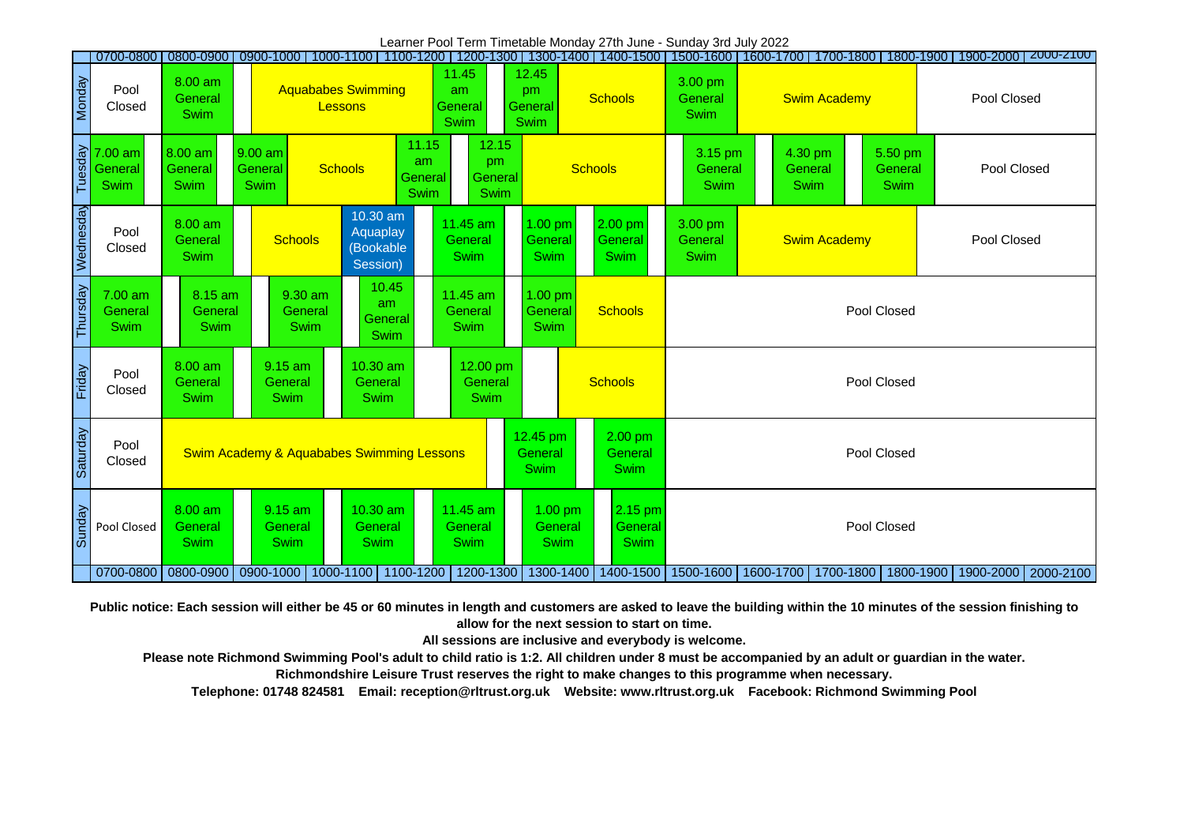Learner Pool Term Timetable Monday 27th June - Sunday 3rd July 2022

| | 0700-0800 | 0800-0900 | 0900-1000 | 1000-1100 | 1100-1200 | 1200-1300 | 1300-1400 | 1400-1500 | 1500-1600 | 1600-1700 | 1700-1800 | 1800-1900 | 1900-2000 | 2000-2100 |
|---|---|---|---|---|---|---|---|---|---|---|---|---|---|---|
| Monday | Pool Closed | 8.00 am General Swim | Aquababes Swimming Lessons | | 11.45 am General Swim | 12.45 pm General Swim | Schools | | 3.00 pm General Swim | Swim Academy | | Pool Closed | | |
| Tuesday | 7.00 am General Swim | 8.00 am General Swim | 9.00 am General Swim | Schools | 11.15 am General Swim | 12.15 pm General Swim | Schools | | 3.15 pm General Swim | 4.30 pm General Swim | 5.50 pm General Swim | | Pool Closed | |
| Wednesday | Pool Closed | 8.00 am General Swim | Schools | 10.30 am Aquaplay (Bookable Session) | 11.45 am General Swim | | 1.00 pm General Swim | 2.00 pm General Swim | 3.00 pm General Swim | Swim Academy | | Pool Closed | | |
| Thursday | 7.00 am General Swim | 8.15 am General Swim | 9.30 am General Swim | 10.45 am General Swim | 11.45 am General Swim | | 1.00 pm General Swim | Schools | Pool Closed | | | | | |
| Friday | Pool Closed | 8.00 am General Swim | 9.15 am General Swim | 10.30 am General Swim | | 12.00 pm General Swim | | Schools | Pool Closed | | | | | |
| Saturday | Pool Closed | Swim Academy & Aquababes Swimming Lessons | | | | 12.45 pm General Swim | | 2.00 pm General Swim | Pool Closed | | | | | |
| Sunday | Pool Closed | 8.00 am General Swim | 9.15 am General Swim | 10.30 am General Swim | 11.45 am General Swim | | 1.00 pm General Swim | 2.15 pm General Swim | Pool Closed | | | | | |

**Public notice: Each session will either be 45 or 60 minutes in length and customers are asked to leave the building within the 10 minutes of the session finishing to allow for the next session to start on time.**

**All sessions are inclusive and everybody is welcome.**

**Please note Richmond Swimming Pool's adult to child ratio is 1:2. All children under 8 must be accompanied by an adult or guardian in the water.**

**Richmondshire Leisure Trust reserves the right to make changes to this programme when necessary.**

**Telephone: 01748 824581 Email: reception@rltrust.org.uk Website: www.rltrust.org.uk Facebook: Richmond Swimming Pool**